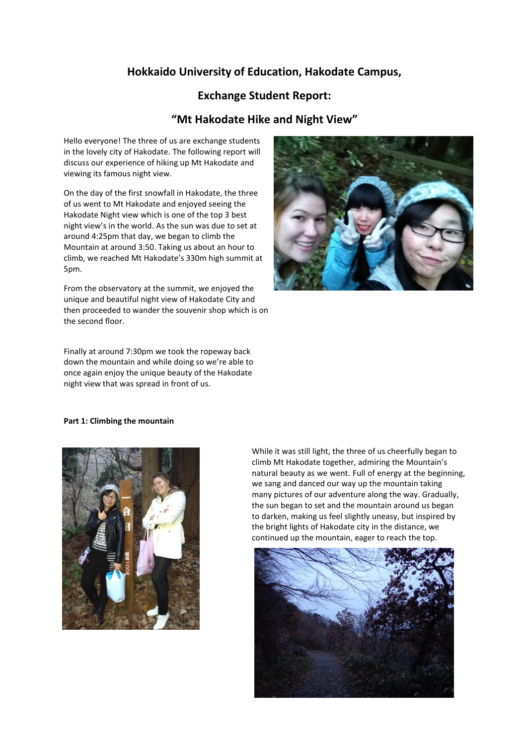# Hokkaido University of Education, Hakodate Campus,

# Exchange Student Report:

# "Mt Hakodate Hike and Night View"

Hello everyone! The three of us are exchange students in the lovely city of Hakodate. The following report will discuss our experience of hiking up Mt Hakodate and viewing its famous night view.

On the day of the first snowfall in Hakodate, the three of us went to Mt Hakodate and enjoyed seeing the Hakodate Night view which is one of the top 3 best night view's in the world. As the sun was due to set at around 4:25pm that day, we began to climb the Mountain at around 3:50. Taking us about an hour to climb, we reached Mt Hakodate's 330m high summit at 5pm.

From the observatory at the summit, we enjoyed the unique and beautiful night view of Hakodate City and then proceeded to wander the souvenir shop which is on the second floor.

Finally at around 7:30pm we took the ropeway back down the mountain and while doing so we're able to once again enjoy the unique beauty of the Hakodate night view that was spread in front of us.

**Part 1: Climbing the mountain**

While it was still light, the three of us cheerfully began to climb Mt Hakodate together, admiring the Mountain's natural beauty as we went. Full of energy at the beginning, we sang and danced our way up the mountain taking many pictures of our adventure along the way. Gradually, the sun began to set and the mountain around us began to darken, making us feel slightly uneasy, but inspired by the bright lights of Hakodate city in the distance, we continued up the mountain, eager to reach the top.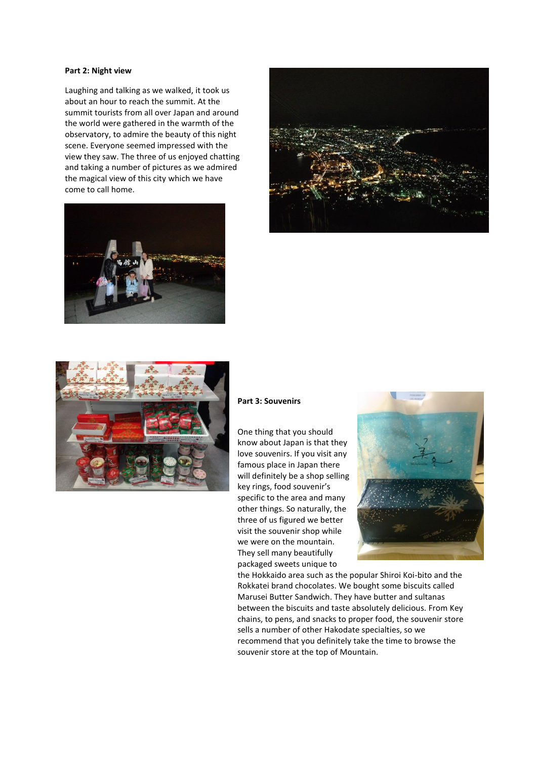**Part 2: Night view**

Laughing and talking as we walked, it took us about an hour to reach the summit. At the summit tourists from all over Japan and around the world were gathered in the warmth of the observatory, to admire the beauty of this night scene. Everyone seemed impressed with the view they saw. The three of us enjoyed chatting and taking a number of pictures as we admired the magical view of this city which we have come to call home.

**Part 3: Souvenirs**

One thing that you should know about Japan is that they love souvenirs. If you visit any famous place in Japan there will definitely be a shop selling key rings, food souvenir's specific to the area and many other things. So naturally, the three of us figured we better visit the souvenir shop while we were on the mountain. They sell many beautifully packaged sweets unique to the Hokkaido area such as the popular Shiroi Koi-bito and the Rokkatei brand chocolates. We bought some biscuits called Marusei Butter Sandwich. They have butter and sultanas between the biscuits and taste absolutely delicious. From Key chains, to pens, and snacks to proper food, the souvenir store sells a number of other Hakodate specialties, so we recommend that you definitely take the time to browse the souvenir store at the top of Mountain.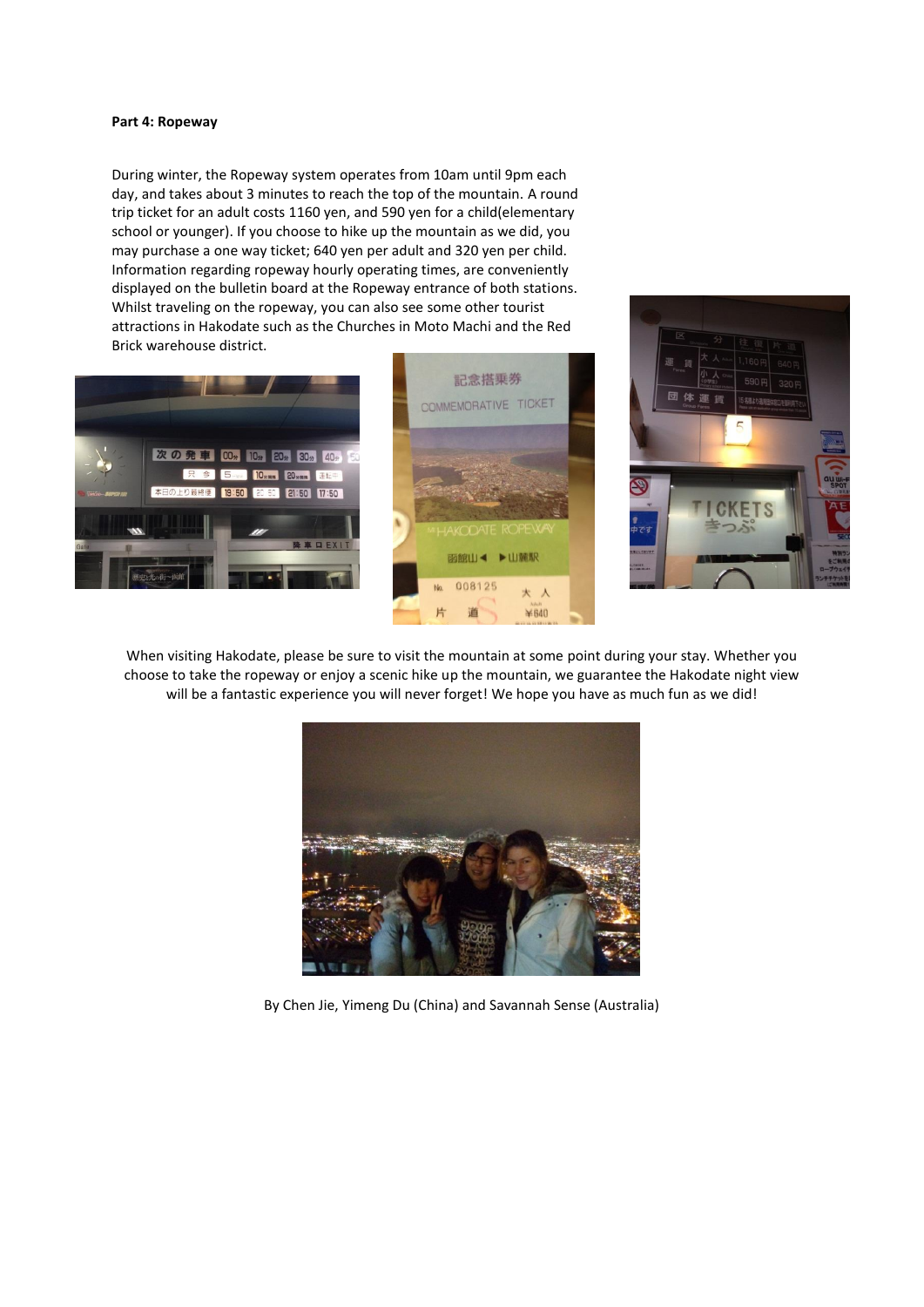**Part 4: Ropeway**

During winter, the Ropeway system operates from 10am until 9pm each day, and takes about 3 minutes to reach the top of the mountain. A round trip ticket for an adult costs 1160 yen, and 590 yen for a child(elementary school or younger). If you choose to hike up the mountain as we did, you may purchase a one way ticket; 640 yen per adult and 320 yen per child. Information regarding ropeway hourly operating times, are conveniently displayed on the bulletin board at the Ropeway entrance of both stations. Whilst traveling on the ropeway, you can also see some other tourist attractions in Hakodate such as the Churches in Moto Machi and the Red Brick warehouse district.

When visiting Hakodate, please be sure to visit the mountain at some point during your stay. Whether you choose to take the ropeway or enjoy a scenic hike up the mountain, we guarantee the Hakodate night view will be a fantastic experience you will never forget! We hope you have as much fun as we did!

By Chen Jie, Yimeng Du (China) and Savannah Sense (Australia)